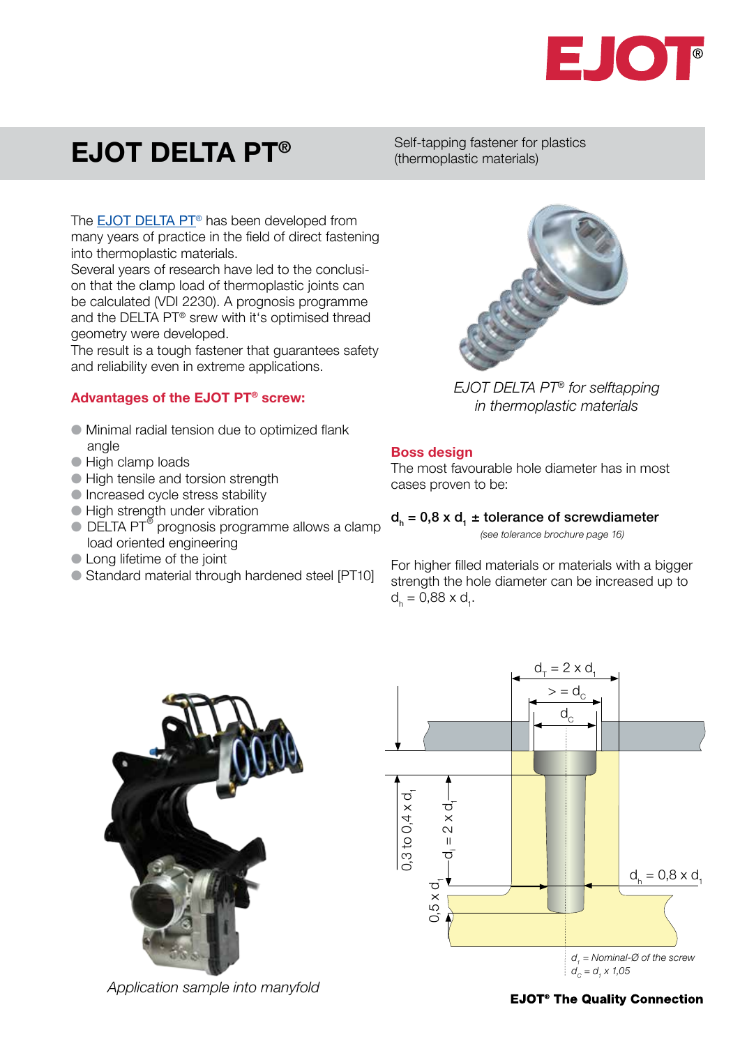# EJOT DELTA PT®

Self-tapping fastener for plastics (thermoplastic materials)

The EJOT DELTA PT® has been developed from many years of practice in the field of direct fastening into thermoplastic materials.
Several years of research have led to the conclusion that the clamp load of thermoplastic joints can be calculated (VDI 2230). A prognosis programme and the DELTA PT® srew with it's optimised thread geometry were developed.
The result is a tough fastener that guarantees safety and reliability even in extreme applications.

*EJOT DELTA PT® for selftapping in thermoplastic materials*

### Advantages of the EJOT PT® screw:

- Minimal radial tension due to optimized flank angle
- High clamp loads
- High tensile and torsion strength
- Increased cycle stress stability
- High strength under vibration
- DELTA PT® prognosis programme allows a clamp load oriented engineering
- Long lifetime of the joint
- Standard material through hardened steel [PT10]

### Boss design

The most favourable hole diameter has in most cases proven to be:

**$d_h$ = 0,8 x $d_1$ ± tolerance of screwdiameter**

*(see tolerance brochure page 16)*

For higher filled materials or materials with a bigger strength the hole diameter can be increased up to $d_h$ = 0,88 x $d_1$.

$d_T$ = 2 x $d_1$

> = $d_C$

$d_C$

0,3 to 0,4 x $d_1$

$d_i$ = 2 x $d_1$

0,5 x $d_1$

$d_h$ = 0,8 x $d_1$

*$d_1$ = Nominal-Ø of the screw*
*$d_C$ = $d_1$ x 1,05*

*Application sample into manyfold*

**EJOT® The Quality Connection**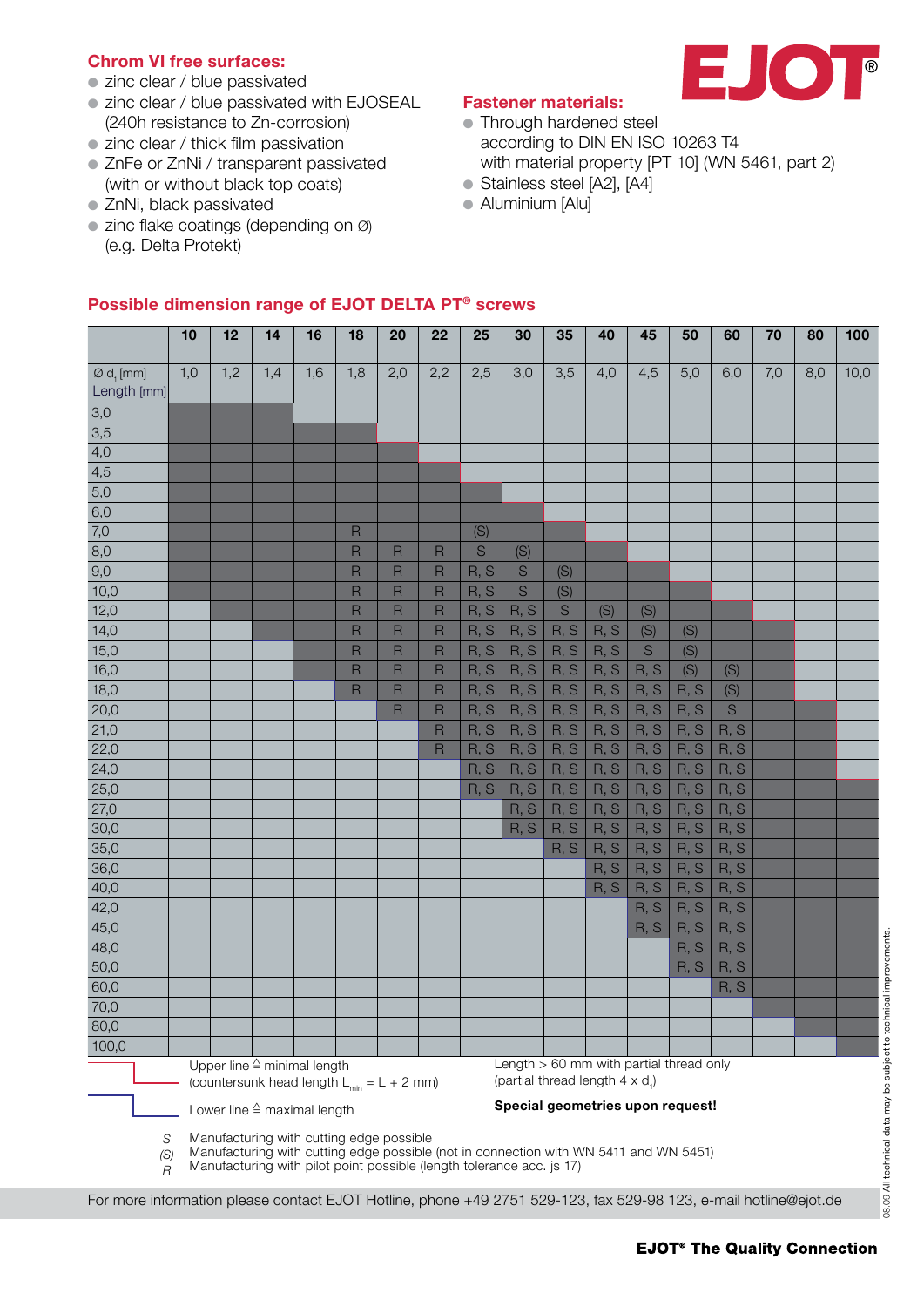## Chrom VI free surfaces:

- zinc clear / blue passivated
- zinc clear / blue passivated with EJOSEAL (240h resistance to Zn-corrosion)
- zinc clear / thick film passivation
- ZnFe or ZnNi / transparent passivated (with or without black top coats)
- ZnNi, black passivated
- zinc flake coatings (depending on Ø) (e.g. Delta Protekt)

## Fastener materials:

- Through hardened steel according to DIN EN ISO 10263 T4 with material property [PT 10] (WN 5461, part 2)
- Stainless steel [A2], [A4]
- Aluminium [Alu]

## Possible dimension range of EJOT DELTA PT® screws

| | 10 | 12 | 14 | 16 | 18 | 20 | 22 | 25 | 30 | 35 | 40 | 45 | 50 | 60 | 70 | 80 | 100 |
|---|---|---|---|---|---|---|---|---|---|---|---|---|---|---|---|---|---|
| Ø $d_1$ [mm] | 1,0 | 1,2 | 1,4 | 1,6 | 1,8 | 2,0 | 2,2 | 2,5 | 3,0 | 3,5 | 4,0 | 4,5 | 5,0 | 6,0 | 7,0 | 8,0 | 10,0 |
| Length [mm] | | | | | | | | | | | | | | | | | |
| 3,0 | | | | | | | | | | | | | | | | | |
| 3,5 | | | | | | | | | | | | | | | | | |
| 4,0 | | | | | | | | | | | | | | | | | |
| 4,5 | | | | | | | | | | | | | | | | | |
| 5,0 | | | | | | | | | | | | | | | | | |
| 6,0 | | | | | | | | | | | | | | | | | |
| 7,0 | | | | | R | | | (S) | | | | | | | | | |
| 8,0 | | | | | R | R | R | S | (S) | | | | | | | | |
| 9,0 | | | | | R | R | R | R, S | S | (S) | | | | | | | |
| 10,0 | | | | | R | R | R | R, S | S | (S) | | | | | | | |
| 12,0 | | | | | R | R | R | R, S | R, S | S | (S) | (S) | | | | | |
| 14,0 | | | | | R | R | R | R, S | R, S | R, S | R, S | (S) | (S) | | | | |
| 15,0 | | | | | R | R | R | R, S | R, S | R, S | R, S | S | (S) | | | | |
| 16,0 | | | | | R | R | R | R, S | R, S | R, S | R, S | R, S | (S) | (S) | | | |
| 18,0 | | | | | R | R | R | R, S | R, S | R, S | R, S | R, S | R, S | (S) | | | |
| 20,0 | | | | | | R | R | R, S | R, S | R, S | R, S | R, S | R, S | S | | | |
| 21,0 | | | | | | | R | R, S | R, S | R, S | R, S | R, S | R, S | R, S | | | |
| 22,0 | | | | | | | R | R, S | R, S | R, S | R, S | R, S | R, S | R, S | | | |
| 24,0 | | | | | | | | R, S | R, S | R, S | R, S | R, S | R, S | R, S | | | |
| 25,0 | | | | | | | | R, S | R, S | R, S | R, S | R, S | R, S | R, S | | | |
| 27,0 | | | | | | | | | R, S | R, S | R, S | R, S | R, S | R, S | | | |
| 30,0 | | | | | | | | | R, S | R, S | R, S | R, S | R, S | R, S | | | |
| 35,0 | | | | | | | | | | R, S | R, S | R, S | R, S | R, S | | | |
| 36,0 | | | | | | | | | | | R, S | R, S | R, S | R, S | | | |
| 40,0 | | | | | | | | | | | R, S | R, S | R, S | R, S | | | |
| 42,0 | | | | | | | | | | | | R, S | R, S | R, S | | | |
| 45,0 | | | | | | | | | | | | R, S | R, S | R, S | | | |
| 48,0 | | | | | | | | | | | | | R, S | R, S | | | |
| 50,0 | | | | | | | | | | | | | R, S | R, S | | | |
| 60,0 | | | | | | | | | | | | | | R, S | | | |
| 70,0 | | | | | | | | | | | | | | | | | |
| 80,0 | | | | | | | | | | | | | | | | | |
| 100,0 | | | | | | | | | | | | | | | | | |

Upper line ≙ minimal length (countersunk head length $L_{min}$ = L + 2 mm)

Lower line ≙ maximal length

Length > 60 mm with partial thread only (partial thread length 4 x $d_1$)

**Special geometries upon request!**

- *S* Manufacturing with cutting edge possible
- *(S)* Manufacturing with cutting edge possible (not in connection with WN 5411 and WN 5451)
- *R* Manufacturing with pilot point possible (length tolerance acc. js 17)

For more information please contact EJOT Hotline, phone +49 2751 529-123, fax 529-98 123, e-mail hotline@ejot.de

08.09 All technical data may be subject to technical improvements.

**EJOT® The Quality Connection**